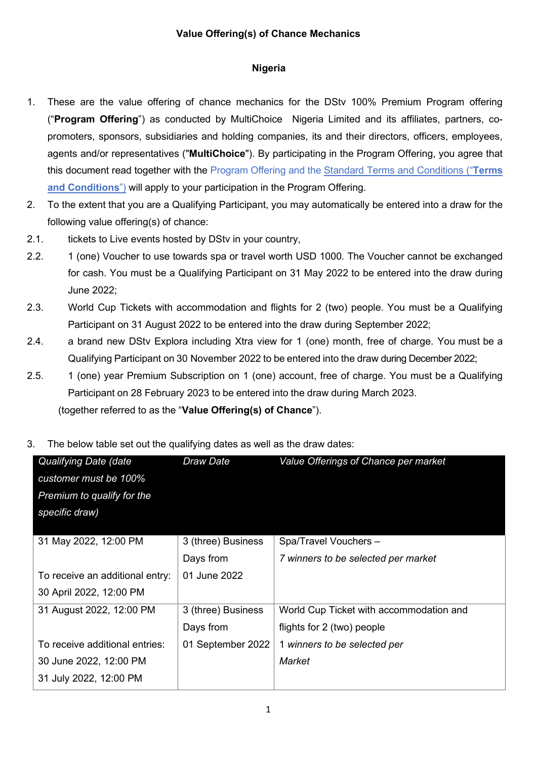**Value Offering(s) of Chance Mechanics**

**Nigeria**

1. These are the value offering of chance mechanics for the DStv 100% Premium Program offering ("**Program Offering**") as conducted by MultiChoice Nigeria Limited and its affiliates, partners, co-promoters, sponsors, subsidiaries and holding companies, its and their directors, officers, employees, agents and/or representatives ("**MultiChoice**"). By participating in the Program Offering, you agree that this document read together with the Program Offering and the Standard Terms and Conditions ("**Terms and Conditions**") will apply to your participation in the Program Offering.
2. To the extent that you are a Qualifying Participant, you may automatically be entered into a draw for the following value offering(s) of chance:

2.1. tickets to Live events hosted by DStv in your country,

2.2. 1 (one) Voucher to use towards spa or travel worth USD 1000. The Voucher cannot be exchanged for cash. You must be a Qualifying Participant on 31 May 2022 to be entered into the draw during June 2022;

2.3. World Cup Tickets with accommodation and flights for 2 (two) people. You must be a Qualifying Participant on 31 August 2022 to be entered into the draw during September 2022;

2.4. a brand new DStv Explora including Xtra view for 1 (one) month, free of charge. You must be a Qualifying Participant on 30 November 2022 to be entered into the draw during December 2022;

2.5. 1 (one) year Premium Subscription on 1 (one) account, free of charge. You must be a Qualifying Participant on 28 February 2023 to be entered into the draw during March 2023.

(together referred to as the "**Value Offering(s) of Chance**").

3. The below table set out the qualifying dates as well as the draw dates:

| *Qualifying Date (date customer must be 100% Premium to qualify for the specific draw)* | *Draw Date* | *Value Offerings of Chance per market* |
|---|---|---|
| 31 May 2022, 12:00 PM<br><br>To receive an additional entry:<br>30 April 2022, 12:00 PM | 3 (three) Business Days from 01 June 2022 | Spa/Travel Vouchers –<br>*7 winners to be selected per market* |
| 31 August 2022, 12:00 PM<br><br>To receive additional entries:<br>30 June 2022, 12:00 PM<br>31 July 2022, 12:00 PM | 3 (three) Business Days from 01 September 2022 | World Cup Ticket with accommodation and flights for 2 (two) people<br>*1 winners to be selected per Market* |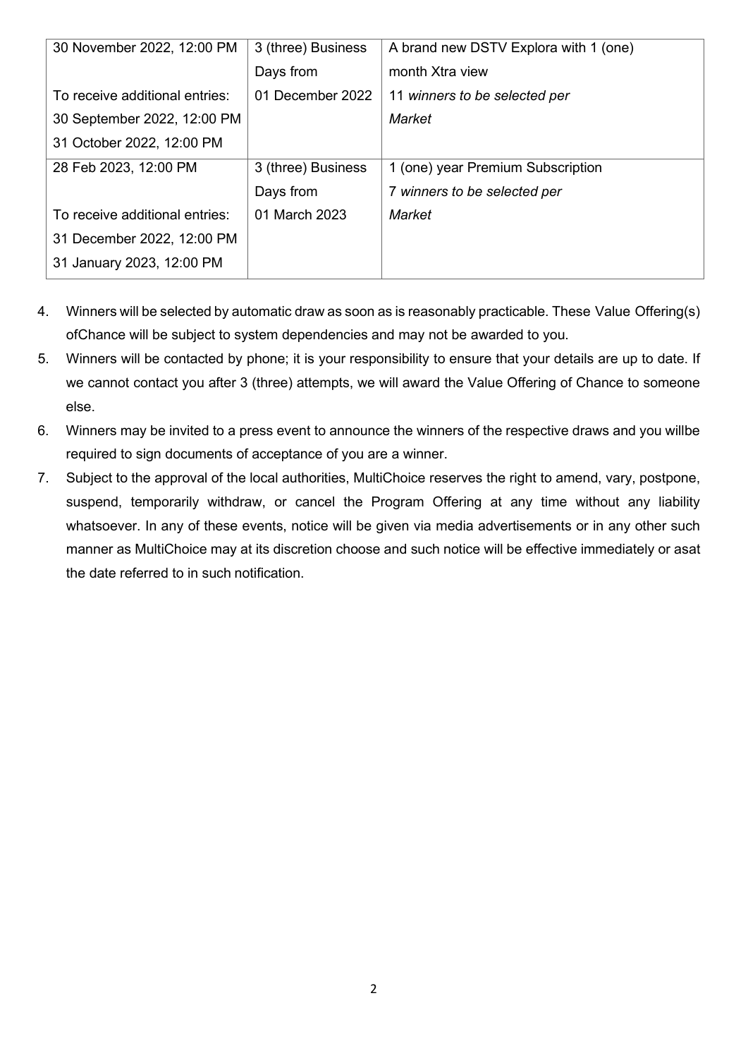| | | |
|---|---|---|
| 30 November 2022, 12:00 PM<br><br>To receive additional entries:<br>30 September 2022, 12:00 PM<br>31 October 2022, 12:00 PM | 3 (three) Business Days from 01 December 2022 | A brand new DSTV Explora with 1 (one) month Xtra view<br>11 *winners to be selected per Market* |
| 28 Feb 2023, 12:00 PM<br><br>To receive additional entries:<br>31 December 2022, 12:00 PM<br>31 January 2023, 12:00 PM | 3 (three) Business Days from 01 March 2023 | 1 (one) year Premium Subscription<br>7 *winners to be selected per Market* |

4. Winners will be selected by automatic draw as soon as is reasonably practicable. These Value Offering(s) ofChance will be subject to system dependencies and may not be awarded to you.
5. Winners will be contacted by phone; it is your responsibility to ensure that your details are up to date. If we cannot contact you after 3 (three) attempts, we will award the Value Offering of Chance to someone else.
6. Winners may be invited to a press event to announce the winners of the respective draws and you willbe required to sign documents of acceptance of you are a winner.
7. Subject to the approval of the local authorities, MultiChoice reserves the right to amend, vary, postpone, suspend, temporarily withdraw, or cancel the Program Offering at any time without any liability whatsoever. In any of these events, notice will be given via media advertisements or in any other such manner as MultiChoice may at its discretion choose and such notice will be effective immediately or asat the date referred to in such notification.